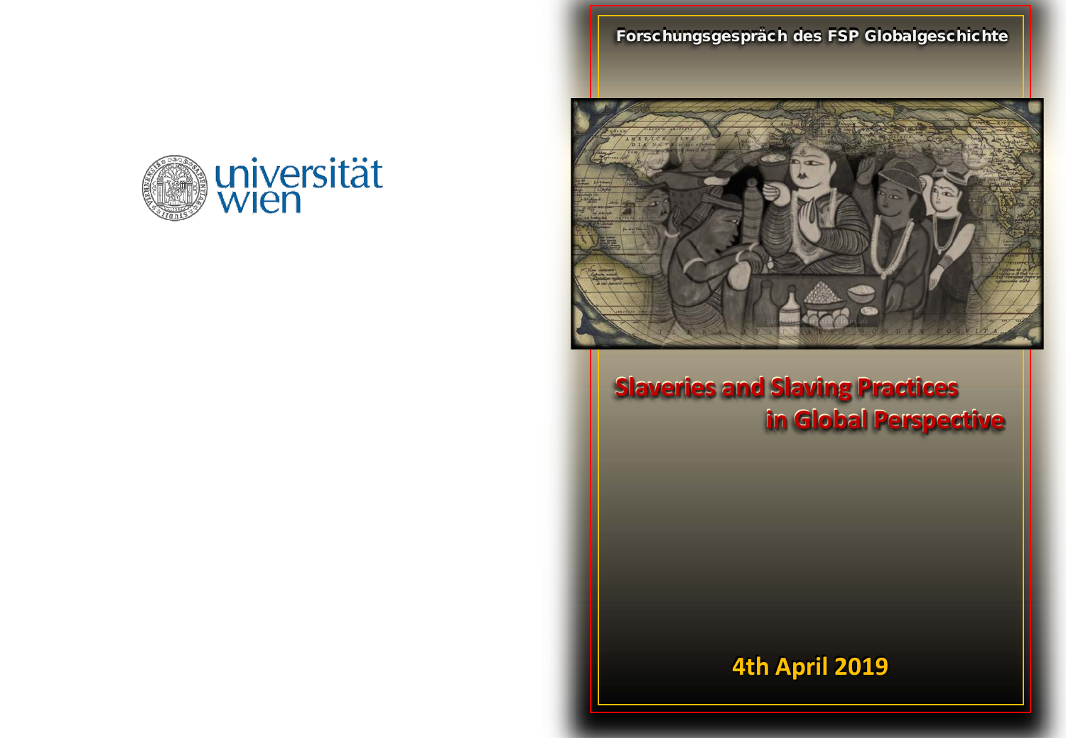universität wien

Forschungsgespräch des FSP Globalgeschichte

# Slaveries and Slaving Practices in Global Perspective

4th April 2019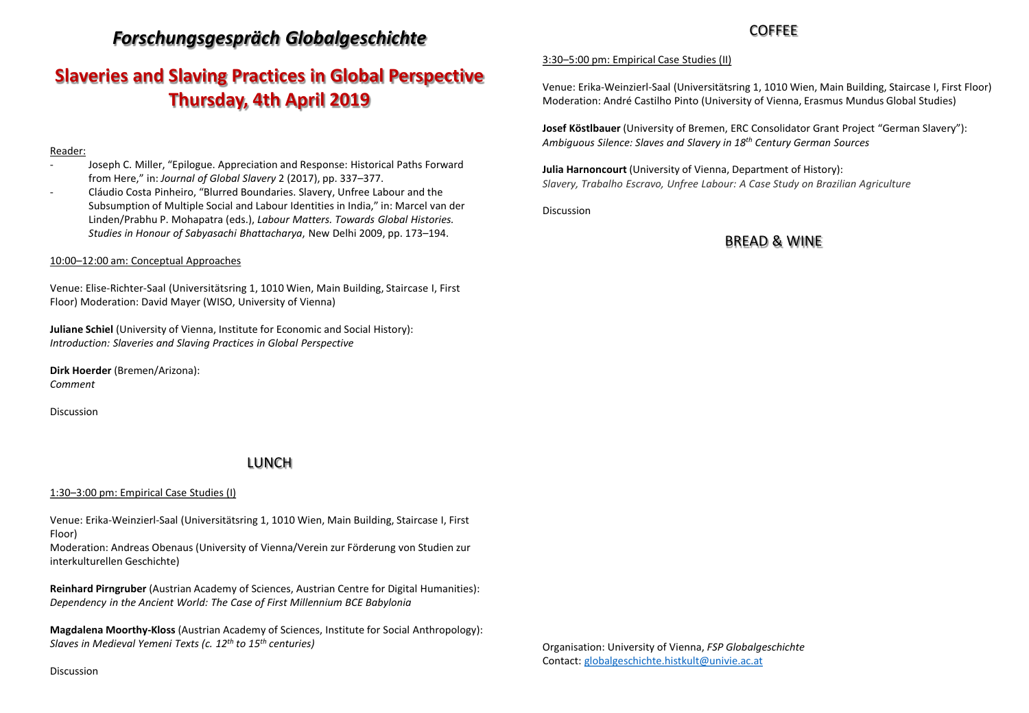# *Forschungsgespräch Globalgeschichte*

## Slaveries and Slaving Practices in Global Perspective
## Thursday, 4th April 2019

Reader:

- Joseph C. Miller, "Epilogue. Appreciation and Response: Historical Paths Forward from Here," in: *Journal of Global Slavery* 2 (2017), pp. 337–377.
- Cláudio Costa Pinheiro, "Blurred Boundaries. Slavery, Unfree Labour and the Subsumption of Multiple Social and Labour Identities in India," in: Marcel van der Linden/Prabhu P. Mohapatra (eds.), *Labour Matters. Towards Global Histories. Studies in Honour of Sabyasachi Bhattacharya*, New Delhi 2009, pp. 173–194.

10:00–12:00 am: Conceptual Approaches

Venue: Elise-Richter-Saal (Universitätsring 1, 1010 Wien, Main Building, Staircase I, First Floor) Moderation: David Mayer (WISO, University of Vienna)

**Juliane Schiel** (University of Vienna, Institute for Economic and Social History):
*Introduction: Slaveries and Slaving Practices in Global Perspective*

**Dirk Hoerder** (Bremen/Arizona):
*Comment*

Discussion

### LUNCH

1:30–3:00 pm: Empirical Case Studies (I)

Venue: Erika-Weinzierl-Saal (Universitätsring 1, 1010 Wien, Main Building, Staircase I, First Floor)
Moderation: Andreas Obenaus (University of Vienna/Verein zur Förderung von Studien zur interkulturellen Geschichte)

**Reinhard Pirngruber** (Austrian Academy of Sciences, Austrian Centre for Digital Humanities):
*Dependency in the Ancient World: The Case of First Millennium BCE Babylonia*

**Magdalena Moorthy-Kloss** (Austrian Academy of Sciences, Institute for Social Anthropology):
*Slaves in Medieval Yemeni Texts (c. 12th to 15th centuries)*

Discussion

### COFFEE

3:30–5:00 pm: Empirical Case Studies (II)

Venue: Erika-Weinzierl-Saal (Universitätsring 1, 1010 Wien, Main Building, Staircase I, First Floor)
Moderation: André Castilho Pinto (University of Vienna, Erasmus Mundus Global Studies)

**Josef Köstlbauer** (University of Bremen, ERC Consolidator Grant Project "German Slavery"):
*Ambiguous Silence: Slaves and Slavery in 18th Century German Sources*

**Julia Harnoncourt** (University of Vienna, Department of History):
*Slavery, Trabalho Escravo, Unfree Labour: A Case Study on Brazilian Agriculture*

Discussion

### BREAD & WINE

Organisation: University of Vienna, *FSP Globalgeschichte*
Contact: globalgeschichte.histkult@univie.ac.at